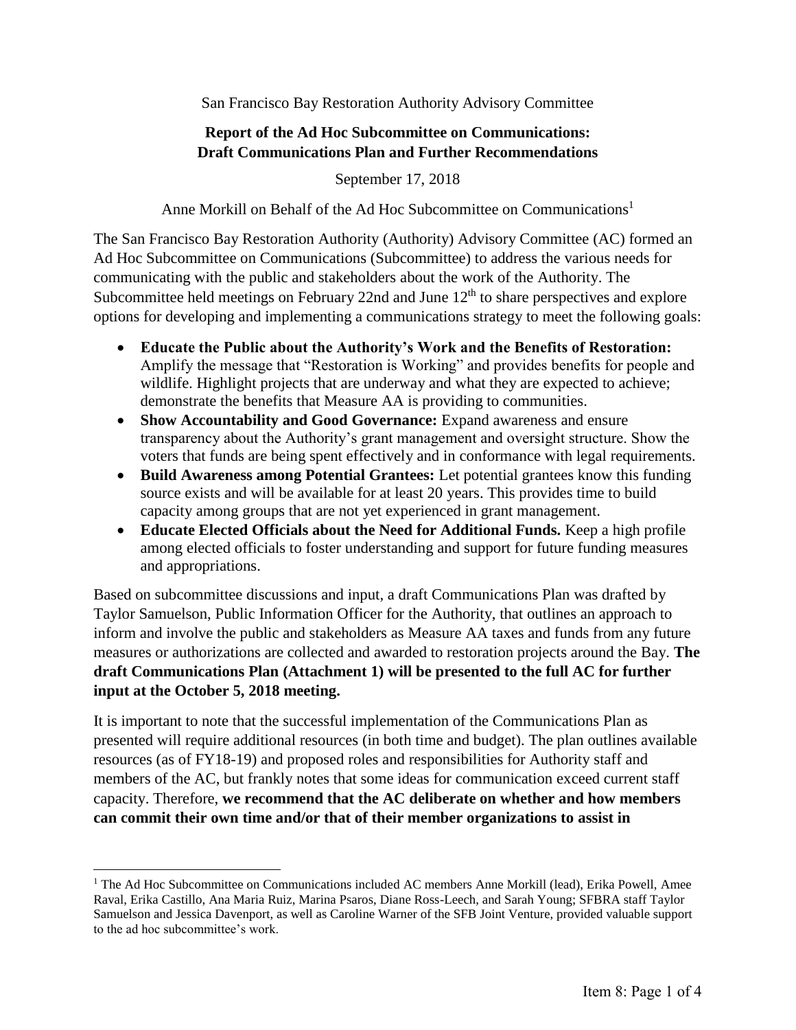San Francisco Bay Restoration Authority Advisory Committee

**Report of the Ad Hoc Subcommittee on Communications: Draft Communications Plan and Further Recommendations**

September 17, 2018

Anne Morkill on Behalf of the Ad Hoc Subcommittee on Communications[1]

The San Francisco Bay Restoration Authority (Authority) Advisory Committee (AC) formed an Ad Hoc Subcommittee on Communications (Subcommittee) to address the various needs for communicating with the public and stakeholders about the work of the Authority. The Subcommittee held meetings on February 22nd and June 12th to share perspectives and explore options for developing and implementing a communications strategy to meet the following goals:

- **Educate the Public about the Authority's Work and the Benefits of Restoration:** Amplify the message that "Restoration is Working" and provides benefits for people and wildlife. Highlight projects that are underway and what they are expected to achieve; demonstrate the benefits that Measure AA is providing to communities.
- **Show Accountability and Good Governance:** Expand awareness and ensure transparency about the Authority's grant management and oversight structure. Show the voters that funds are being spent effectively and in conformance with legal requirements.
- **Build Awareness among Potential Grantees:** Let potential grantees know this funding source exists and will be available for at least 20 years. This provides time to build capacity among groups that are not yet experienced in grant management.
- **Educate Elected Officials about the Need for Additional Funds.** Keep a high profile among elected officials to foster understanding and support for future funding measures and appropriations.

Based on subcommittee discussions and input, a draft Communications Plan was drafted by Taylor Samuelson, Public Information Officer for the Authority, that outlines an approach to inform and involve the public and stakeholders as Measure AA taxes and funds from any future measures or authorizations are collected and awarded to restoration projects around the Bay. **The draft Communications Plan (Attachment 1) will be presented to the full AC for further input at the October 5, 2018 meeting.**

It is important to note that the successful implementation of the Communications Plan as presented will require additional resources (in both time and budget). The plan outlines available resources (as of FY18-19) and proposed roles and responsibilities for Authority staff and members of the AC, but frankly notes that some ideas for communication exceed current staff capacity. Therefore, **we recommend that the AC deliberate on whether and how members can commit their own time and/or that of their member organizations to assist in**

[1] The Ad Hoc Subcommittee on Communications included AC members Anne Morkill (lead), Erika Powell, Amee Raval, Erika Castillo, Ana Maria Ruiz, Marina Psaros, Diane Ross-Leech, and Sarah Young; SFBRA staff Taylor Samuelson and Jessica Davenport, as well as Caroline Warner of the SFB Joint Venture, provided valuable support to the ad hoc subcommittee's work.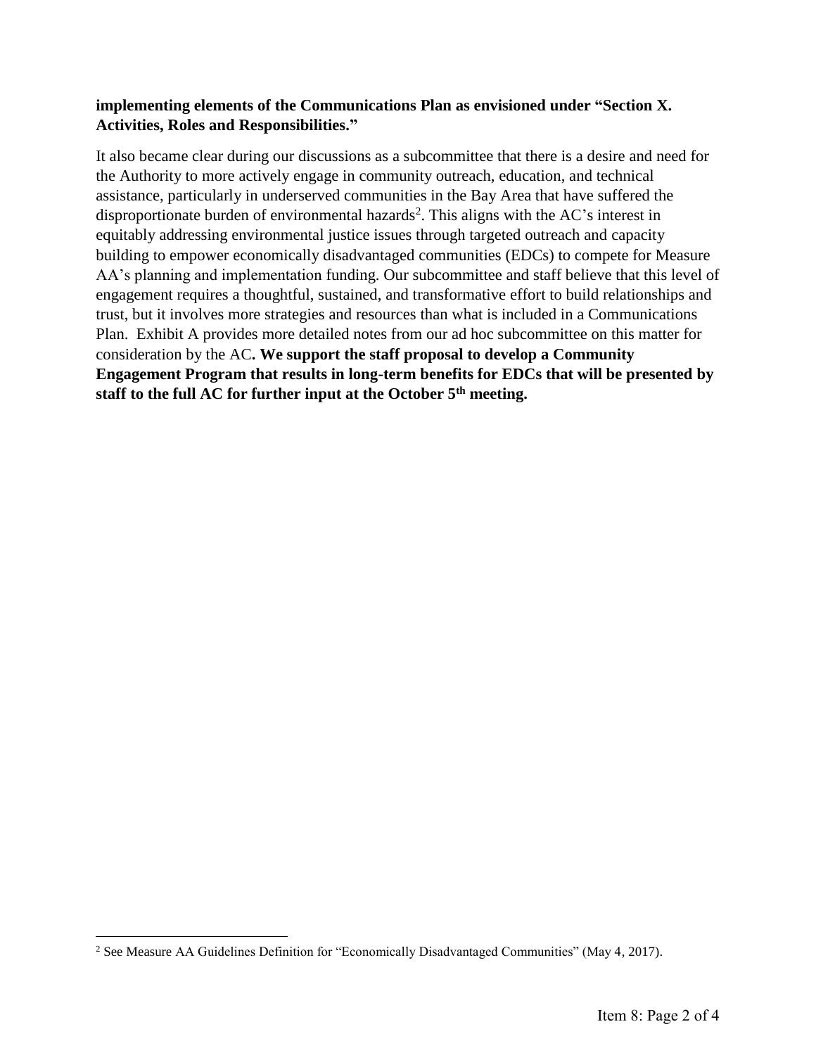**implementing elements of the Communications Plan as envisioned under "Section X. Activities, Roles and Responsibilities."**

It also became clear during our discussions as a subcommittee that there is a desire and need for the Authority to more actively engage in community outreach, education, and technical assistance, particularly in underserved communities in the Bay Area that have suffered the disproportionate burden of environmental hazards[2]. This aligns with the AC's interest in equitably addressing environmental justice issues through targeted outreach and capacity building to empower economically disadvantaged communities (EDCs) to compete for Measure AA's planning and implementation funding. Our subcommittee and staff believe that this level of engagement requires a thoughtful, sustained, and transformative effort to build relationships and trust, but it involves more strategies and resources than what is included in a Communications Plan. Exhibit A provides more detailed notes from our ad hoc subcommittee on this matter for consideration by the AC**. We support the staff proposal to develop a Community Engagement Program that results in long-term benefits for EDCs that will be presented by staff to the full AC for further input at the October 5th meeting.**

---

[2] See Measure AA Guidelines Definition for "Economically Disadvantaged Communities" (May 4, 2017).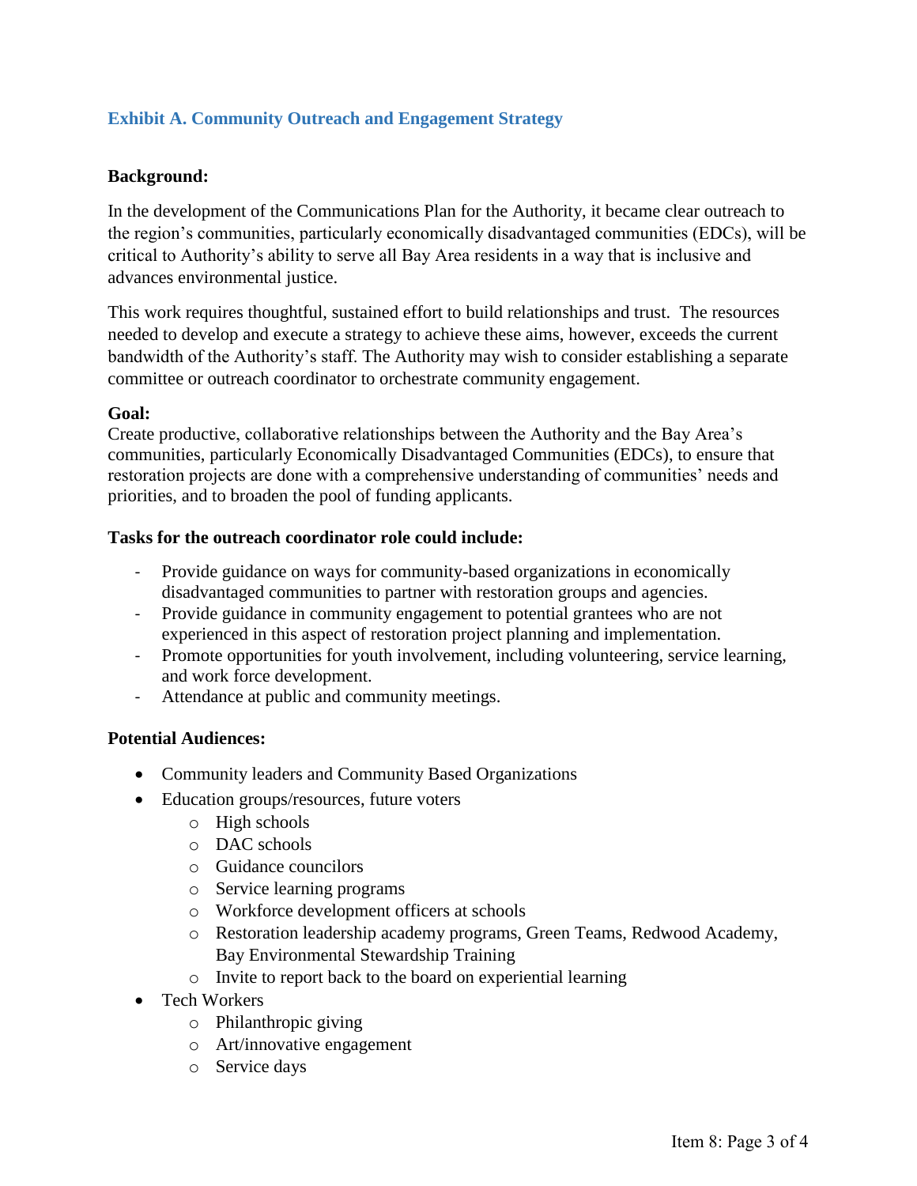## Exhibit A. Community Outreach and Engagement Strategy

**Background:**

In the development of the Communications Plan for the Authority, it became clear outreach to the region's communities, particularly economically disadvantaged communities (EDCs), will be critical to Authority's ability to serve all Bay Area residents in a way that is inclusive and advances environmental justice.

This work requires thoughtful, sustained effort to build relationships and trust. The resources needed to develop and execute a strategy to achieve these aims, however, exceeds the current bandwidth of the Authority's staff. The Authority may wish to consider establishing a separate committee or outreach coordinator to orchestrate community engagement.

**Goal:**
Create productive, collaborative relationships between the Authority and the Bay Area's communities, particularly Economically Disadvantaged Communities (EDCs), to ensure that restoration projects are done with a comprehensive understanding of communities' needs and priorities, and to broaden the pool of funding applicants.

**Tasks for the outreach coordinator role could include:**

- Provide guidance on ways for community-based organizations in economically disadvantaged communities to partner with restoration groups and agencies.
- Provide guidance in community engagement to potential grantees who are not experienced in this aspect of restoration project planning and implementation.
- Promote opportunities for youth involvement, including volunteering, service learning, and work force development.
- Attendance at public and community meetings.

**Potential Audiences:**

- Community leaders and Community Based Organizations
- Education groups/resources, future voters
  - High schools
  - DAC schools
  - Guidance councilors
  - Service learning programs
  - Workforce development officers at schools
  - Restoration leadership academy programs, Green Teams, Redwood Academy, Bay Environmental Stewardship Training
  - Invite to report back to the board on experiential learning
- Tech Workers
  - Philanthropic giving
  - Art/innovative engagement
  - Service days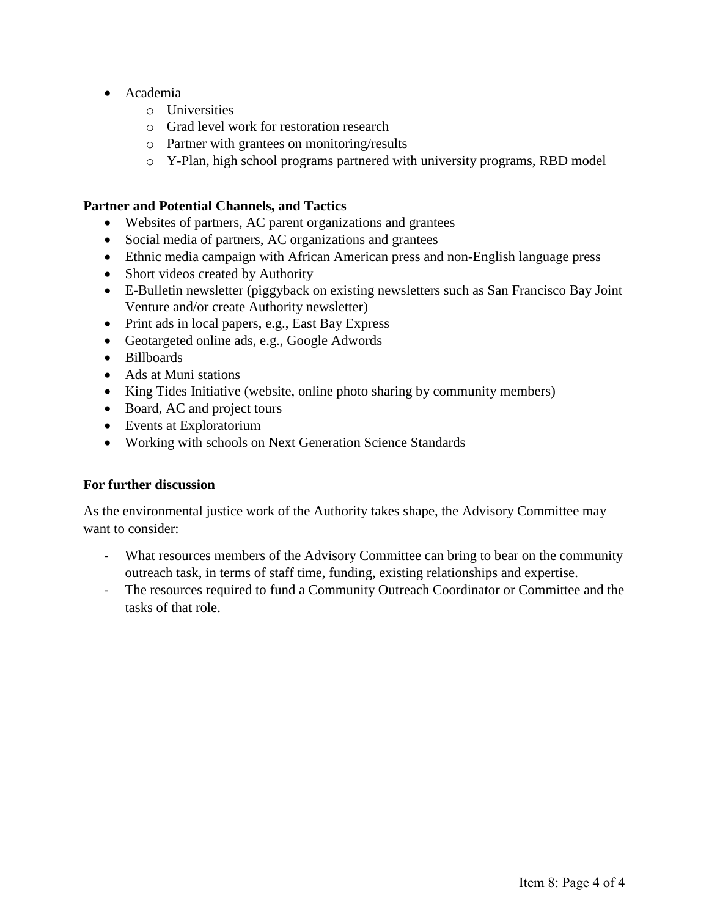- Academia
  - Universities
  - Grad level work for restoration research
  - Partner with grantees on monitoring/results
  - Y-Plan, high school programs partnered with university programs, RBD model

**Partner and Potential Channels, and Tactics**

- Websites of partners, AC parent organizations and grantees
- Social media of partners, AC organizations and grantees
- Ethnic media campaign with African American press and non-English language press
- Short videos created by Authority
- E-Bulletin newsletter (piggyback on existing newsletters such as San Francisco Bay Joint Venture and/or create Authority newsletter)
- Print ads in local papers, e.g., East Bay Express
- Geotargeted online ads, e.g., Google Adwords
- Billboards
- Ads at Muni stations
- King Tides Initiative (website, online photo sharing by community members)
- Board, AC and project tours
- Events at Exploratorium
- Working with schools on Next Generation Science Standards

**For further discussion**

As the environmental justice work of the Authority takes shape, the Advisory Committee may want to consider:

- What resources members of the Advisory Committee can bring to bear on the community outreach task, in terms of staff time, funding, existing relationships and expertise.
- The resources required to fund a Community Outreach Coordinator or Committee and the tasks of that role.